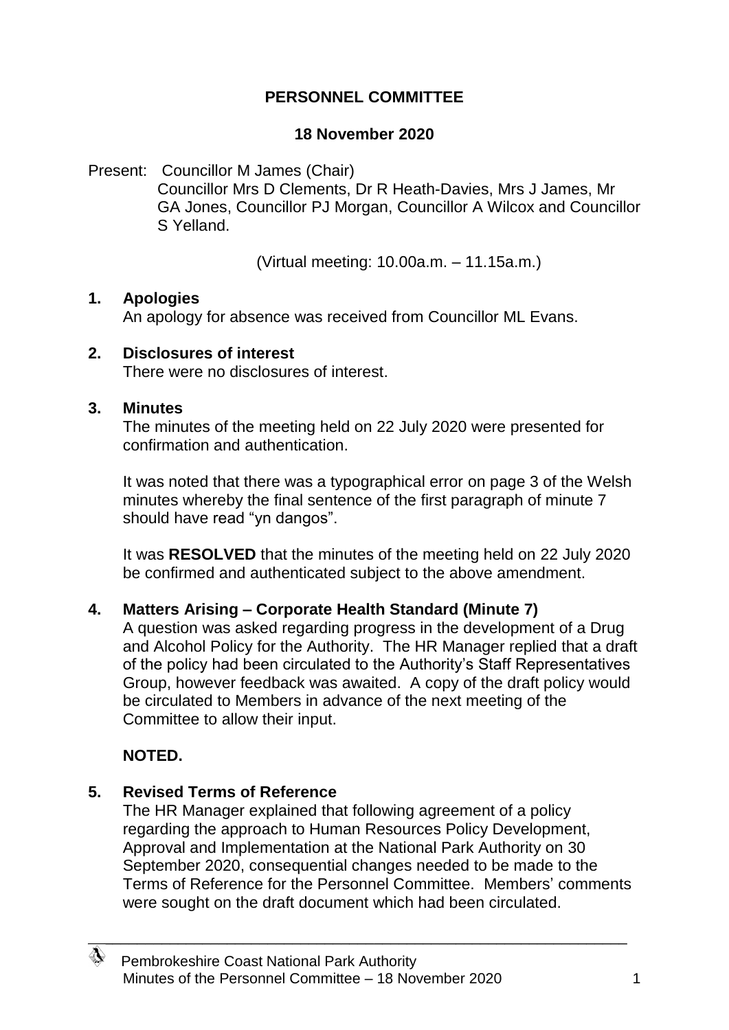# PERSONNEL COMMITTEE

## 18 November 2020

Present: Councillor M James (Chair)
Councillor Mrs D Clements, Dr R Heath-Davies, Mrs J James, Mr GA Jones, Councillor PJ Morgan, Councillor A Wilcox and Councillor S Yelland.

(Virtual meeting: 10.00a.m. – 11.15a.m.)

**1. Apologies**

An apology for absence was received from Councillor ML Evans.

**2. Disclosures of interest**

There were no disclosures of interest.

**3. Minutes**

The minutes of the meeting held on 22 July 2020 were presented for confirmation and authentication.

It was noted that there was a typographical error on page 3 of the Welsh minutes whereby the final sentence of the first paragraph of minute 7 should have read "yn dangos".

It was **RESOLVED** that the minutes of the meeting held on 22 July 2020 be confirmed and authenticated subject to the above amendment.

**4. Matters Arising – Corporate Health Standard (Minute 7)**

A question was asked regarding progress in the development of a Drug and Alcohol Policy for the Authority. The HR Manager replied that a draft of the policy had been circulated to the Authority's Staff Representatives Group, however feedback was awaited. A copy of the draft policy would be circulated to Members in advance of the next meeting of the Committee to allow their input.

**NOTED.**

**5. Revised Terms of Reference**

The HR Manager explained that following agreement of a policy regarding the approach to Human Resources Policy Development, Approval and Implementation at the National Park Authority on 30 September 2020, consequential changes needed to be made to the Terms of Reference for the Personnel Committee. Members' comments were sought on the draft document which had been circulated.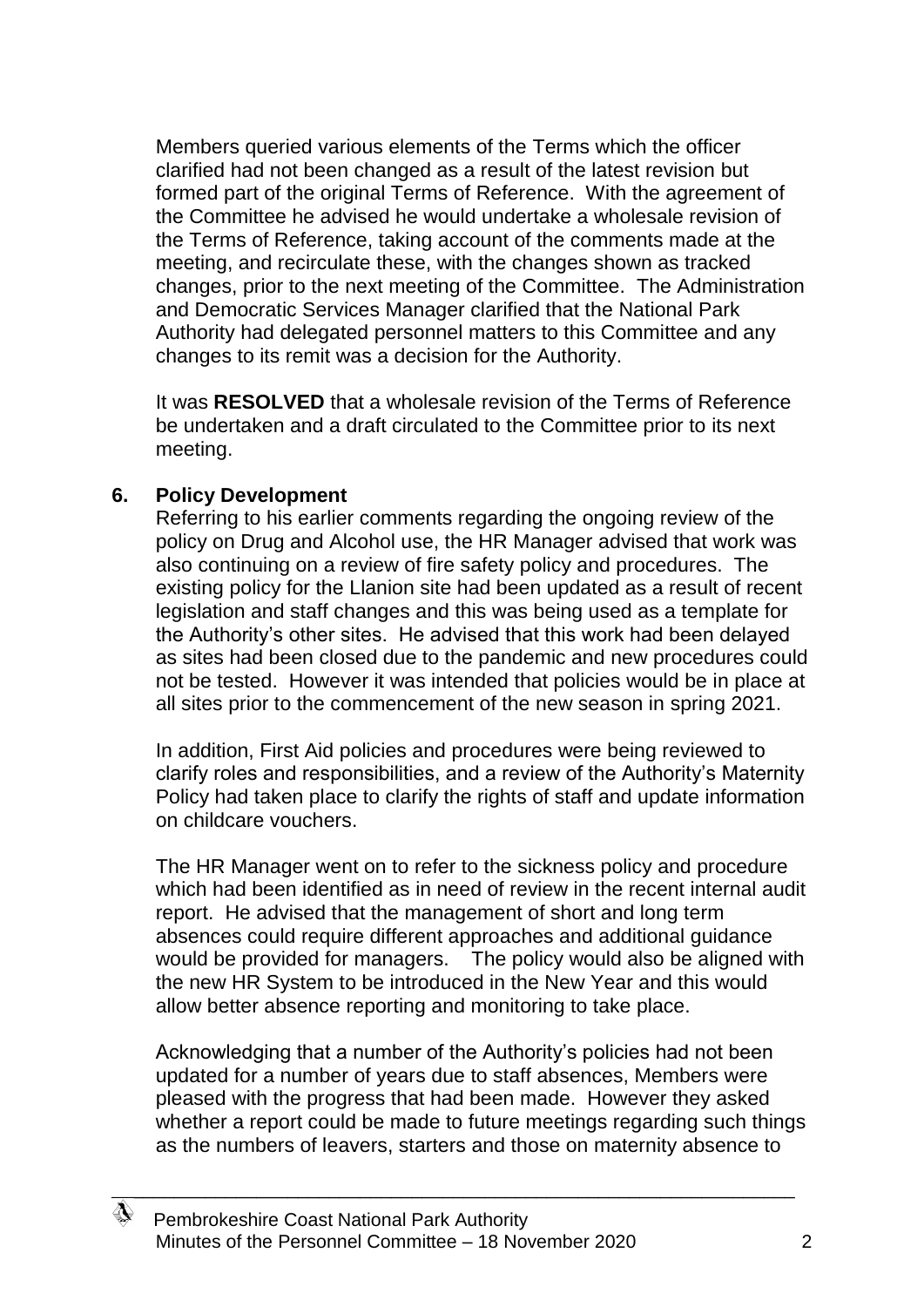Members queried various elements of the Terms which the officer clarified had not been changed as a result of the latest revision but formed part of the original Terms of Reference. With the agreement of the Committee he advised he would undertake a wholesale revision of the Terms of Reference, taking account of the comments made at the meeting, and recirculate these, with the changes shown as tracked changes, prior to the next meeting of the Committee. The Administration and Democratic Services Manager clarified that the National Park Authority had delegated personnel matters to this Committee and any changes to its remit was a decision for the Authority.

It was **RESOLVED** that a wholesale revision of the Terms of Reference be undertaken and a draft circulated to the Committee prior to its next meeting.

**6. Policy Development**

Referring to his earlier comments regarding the ongoing review of the policy on Drug and Alcohol use, the HR Manager advised that work was also continuing on a review of fire safety policy and procedures. The existing policy for the Llanion site had been updated as a result of recent legislation and staff changes and this was being used as a template for the Authority's other sites. He advised that this work had been delayed as sites had been closed due to the pandemic and new procedures could not be tested. However it was intended that policies would be in place at all sites prior to the commencement of the new season in spring 2021.

In addition, First Aid policies and procedures were being reviewed to clarify roles and responsibilities, and a review of the Authority's Maternity Policy had taken place to clarify the rights of staff and update information on childcare vouchers.

The HR Manager went on to refer to the sickness policy and procedure which had been identified as in need of review in the recent internal audit report. He advised that the management of short and long term absences could require different approaches and additional guidance would be provided for managers. The policy would also be aligned with the new HR System to be introduced in the New Year and this would allow better absence reporting and monitoring to take place.

Acknowledging that a number of the Authority's policies had not been updated for a number of years due to staff absences, Members were pleased with the progress that had been made. However they asked whether a report could be made to future meetings regarding such things as the numbers of leavers, starters and those on maternity absence to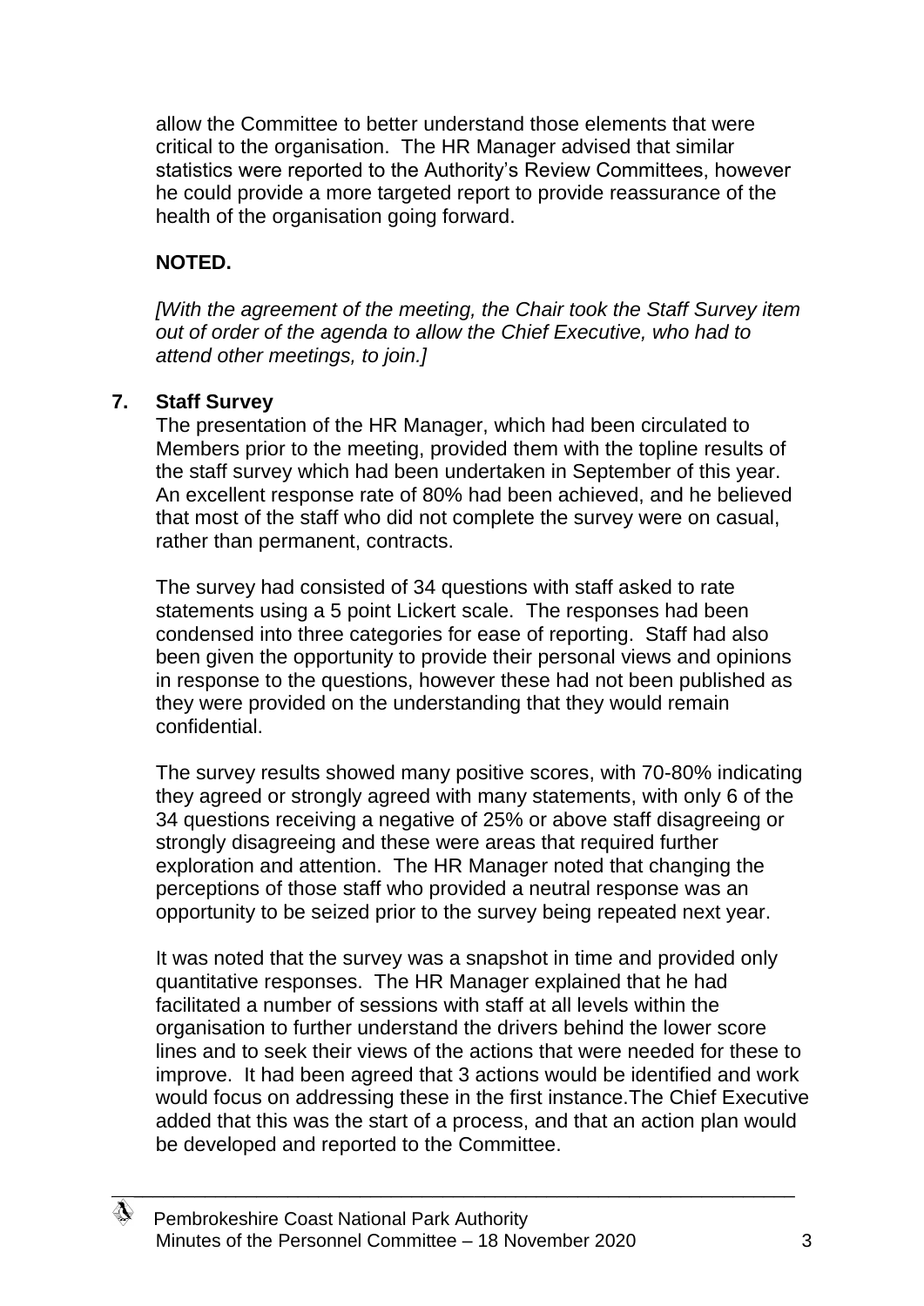allow the Committee to better understand those elements that were critical to the organisation. The HR Manager advised that similar statistics were reported to the Authority's Review Committees, however he could provide a more targeted report to provide reassurance of the health of the organisation going forward.

**NOTED.**

*[With the agreement of the meeting, the Chair took the Staff Survey item out of order of the agenda to allow the Chief Executive, who had to attend other meetings, to join.]*

## 7. Staff Survey

The presentation of the HR Manager, which had been circulated to Members prior to the meeting, provided them with the topline results of the staff survey which had been undertaken in September of this year. An excellent response rate of 80% had been achieved, and he believed that most of the staff who did not complete the survey were on casual, rather than permanent, contracts.

The survey had consisted of 34 questions with staff asked to rate statements using a 5 point Lickert scale. The responses had been condensed into three categories for ease of reporting. Staff had also been given the opportunity to provide their personal views and opinions in response to the questions, however these had not been published as they were provided on the understanding that they would remain confidential.

The survey results showed many positive scores, with 70-80% indicating they agreed or strongly agreed with many statements, with only 6 of the 34 questions receiving a negative of 25% or above staff disagreeing or strongly disagreeing and these were areas that required further exploration and attention. The HR Manager noted that changing the perceptions of those staff who provided a neutral response was an opportunity to be seized prior to the survey being repeated next year.

It was noted that the survey was a snapshot in time and provided only quantitative responses. The HR Manager explained that he had facilitated a number of sessions with staff at all levels within the organisation to further understand the drivers behind the lower score lines and to seek their views of the actions that were needed for these to improve. It had been agreed that 3 actions would be identified and work would focus on addressing these in the first instance.The Chief Executive added that this was the start of a process, and that an action plan would be developed and reported to the Committee.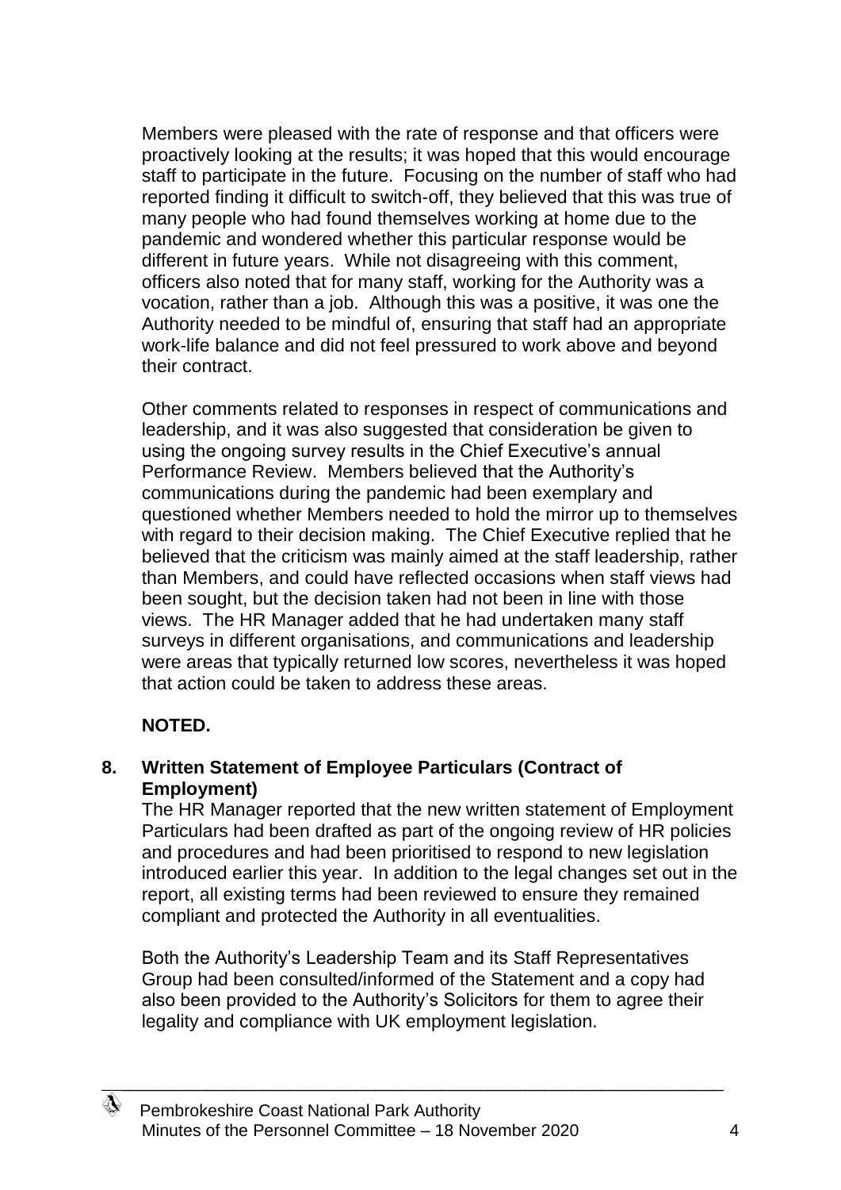Members were pleased with the rate of response and that officers were proactively looking at the results; it was hoped that this would encourage staff to participate in the future. Focusing on the number of staff who had reported finding it difficult to switch-off, they believed that this was true of many people who had found themselves working at home due to the pandemic and wondered whether this particular response would be different in future years. While not disagreeing with this comment, officers also noted that for many staff, working for the Authority was a vocation, rather than a job. Although this was a positive, it was one the Authority needed to be mindful of, ensuring that staff had an appropriate work-life balance and did not feel pressured to work above and beyond their contract.

Other comments related to responses in respect of communications and leadership, and it was also suggested that consideration be given to using the ongoing survey results in the Chief Executive's annual Performance Review. Members believed that the Authority's communications during the pandemic had been exemplary and questioned whether Members needed to hold the mirror up to themselves with regard to their decision making. The Chief Executive replied that he believed that the criticism was mainly aimed at the staff leadership, rather than Members, and could have reflected occasions when staff views had been sought, but the decision taken had not been in line with those views. The HR Manager added that he had undertaken many staff surveys in different organisations, and communications and leadership were areas that typically returned low scores, nevertheless it was hoped that action could be taken to address these areas.

**NOTED.**

## 8. Written Statement of Employee Particulars (Contract of Employment)

The HR Manager reported that the new written statement of Employment Particulars had been drafted as part of the ongoing review of HR policies and procedures and had been prioritised to respond to new legislation introduced earlier this year. In addition to the legal changes set out in the report, all existing terms had been reviewed to ensure they remained compliant and protected the Authority in all eventualities.

Both the Authority's Leadership Team and its Staff Representatives Group had been consulted/informed of the Statement and a copy had also been provided to the Authority's Solicitors for them to agree their legality and compliance with UK employment legislation.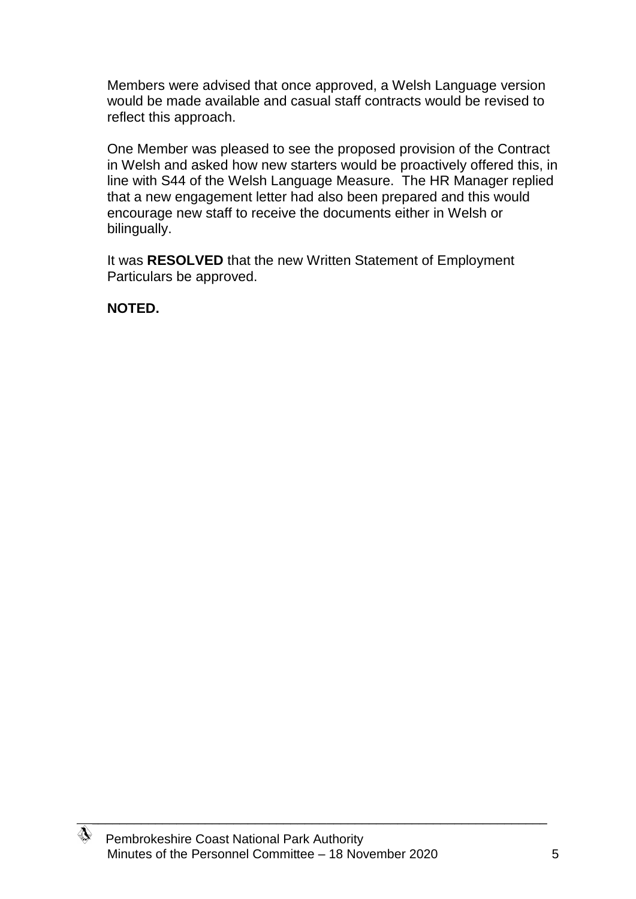Members were advised that once approved, a Welsh Language version would be made available and casual staff contracts would be revised to reflect this approach.

One Member was pleased to see the proposed provision of the Contract in Welsh and asked how new starters would be proactively offered this, in line with S44 of the Welsh Language Measure. The HR Manager replied that a new engagement letter had also been prepared and this would encourage new staff to receive the documents either in Welsh or bilingually.

It was **RESOLVED** that the new Written Statement of Employment Particulars be approved.

**NOTED.**